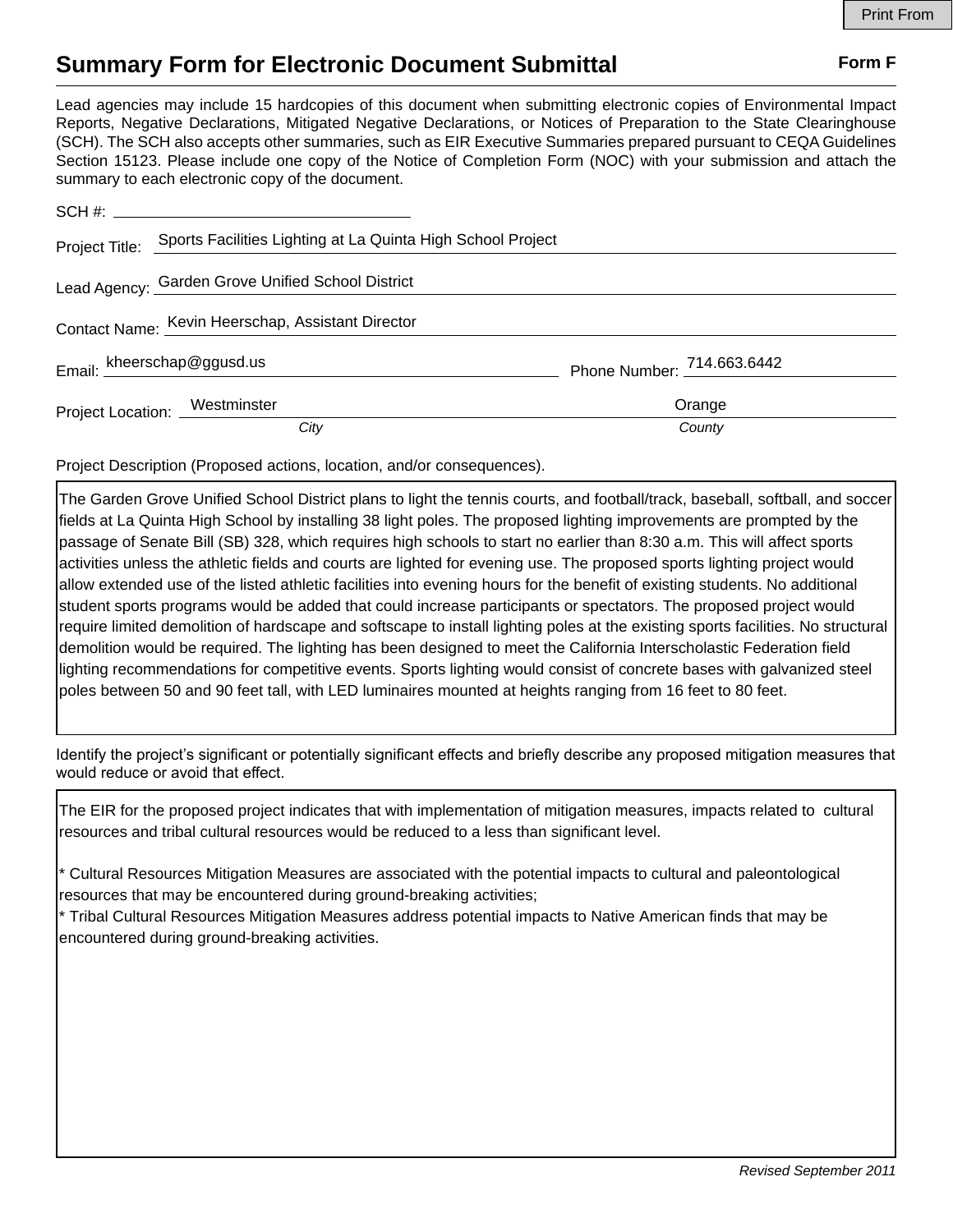# Summary Form for Electronic Document Submittal

**Form F**

Lead agencies may include 15 hardcopies of this document when submitting electronic copies of Environmental Impact Reports, Negative Declarations, Mitigated Negative Declarations, or Notices of Preparation to the State Clearinghouse (SCH). The SCH also accepts other summaries, such as EIR Executive Summaries prepared pursuant to CEQA Guidelines Section 15123. Please include one copy of the Notice of Completion Form (NOC) with your submission and attach the summary to each electronic copy of the document.

SCH #: 

Project Title: Sports Facilities Lighting at La Quinta High School Project

Lead Agency: Garden Grove Unified School District

Contact Name: Kevin Heerschap, Assistant Director

Email: kheerschap@ggusd.us

Phone Number: 714.663.6442

Project Location: Westminster (*City*), Orange (*County*)

Project Description (Proposed actions, location, and/or consequences).

The Garden Grove Unified School District plans to light the tennis courts, and football/track, baseball, softball, and soccer fields at La Quinta High School by installing 38 light poles. The proposed lighting improvements are prompted by the passage of Senate Bill (SB) 328, which requires high schools to start no earlier than 8:30 a.m. This will affect sports activities unless the athletic fields and courts are lighted for evening use. The proposed sports lighting project would allow extended use of the listed athletic facilities into evening hours for the benefit of existing students. No additional student sports programs would be added that could increase participants or spectators. The proposed project would require limited demolition of hardscape and softscape to install lighting poles at the existing sports facilities. No structural demolition would be required. The lighting has been designed to meet the California Interscholastic Federation field lighting recommendations for competitive events. Sports lighting would consist of concrete bases with galvanized steel poles between 50 and 90 feet tall, with LED luminaires mounted at heights ranging from 16 feet to 80 feet.

Identify the project's significant or potentially significant effects and briefly describe any proposed mitigation measures that would reduce or avoid that effect.

The EIR for the proposed project indicates that with implementation of mitigation measures, impacts related to cultural resources and tribal cultural resources would be reduced to a less than significant level.

* Cultural Resources Mitigation Measures are associated with the potential impacts to cultural and paleontological resources that may be encountered during ground-breaking activities;
* Tribal Cultural Resources Mitigation Measures address potential impacts to Native American finds that may be encountered during ground-breaking activities.

*Revised September 2011*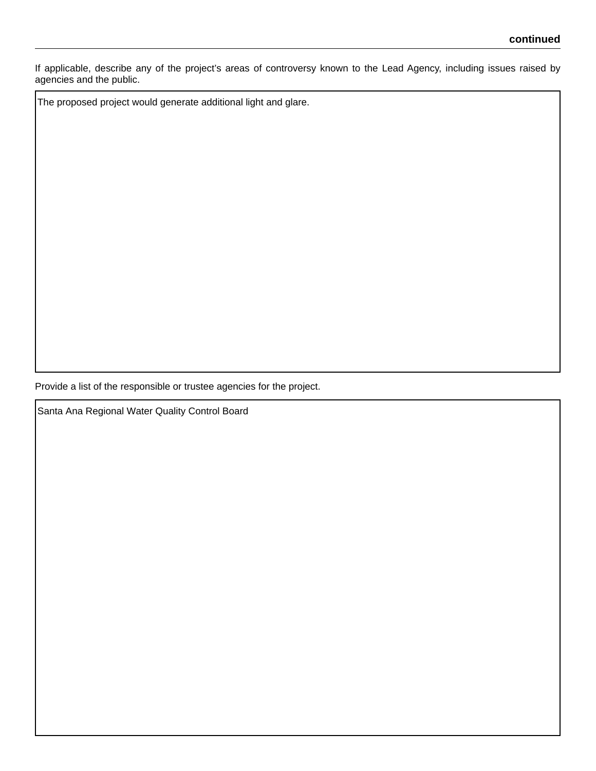**continued**

If applicable, describe any of the project's areas of controversy known to the Lead Agency, including issues raised by agencies and the public.

The proposed project would generate additional light and glare.

Provide a list of the responsible or trustee agencies for the project.

Santa Ana Regional Water Quality Control Board